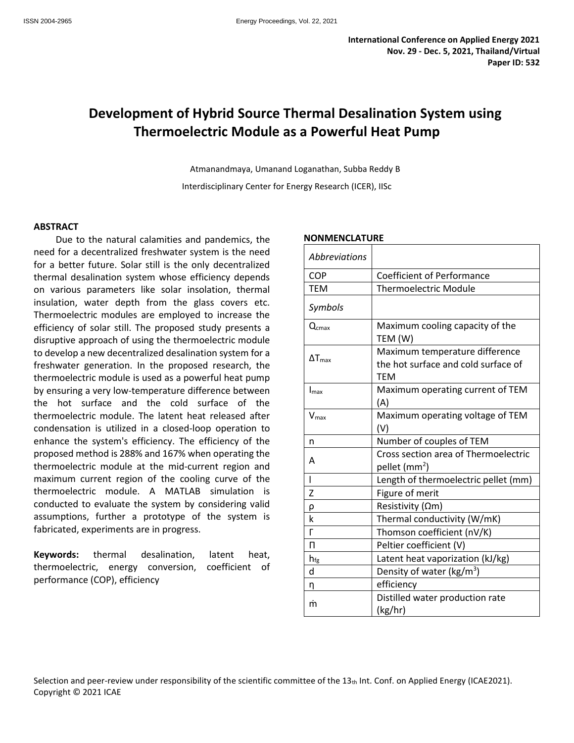International Conference on Applied Energy 2021
Nov. 29 - Dec. 5, 2021, Thailand/Virtual
Paper ID: 532

# Development of Hybrid Source Thermal Desalination System using Thermoelectric Module as a Powerful Heat Pump

Atmanandmaya, Umanand Loganathan, Subba Reddy B

Interdisciplinary Center for Energy Research (ICER), IISc

## ABSTRACT

Due to the natural calamities and pandemics, the need for a decentralized freshwater system is the need for a better future. Solar still is the only decentralized thermal desalination system whose efficiency depends on various parameters like solar insolation, thermal insulation, water depth from the glass covers etc. Thermoelectric modules are employed to increase the efficiency of solar still. The proposed study presents a disruptive approach of using the thermoelectric module to develop a new decentralized desalination system for a freshwater generation. In the proposed research, the thermoelectric module is used as a powerful heat pump by ensuring a very low-temperature difference between the hot surface and the cold surface of the thermoelectric module. The latent heat released after condensation is utilized in a closed-loop operation to enhance the system's efficiency. The efficiency of the proposed method is 288% and 167% when operating the thermoelectric module at the mid-current region and maximum current region of the cooling curve of the thermoelectric module. A MATLAB simulation is conducted to evaluate the system by considering valid assumptions, further a prototype of the system is fabricated, experiments are in progress.

**Keywords:** thermal desalination, latent heat, thermoelectric, energy conversion, coefficient of performance (COP), efficiency

## NONMENCLATURE

| *Abbreviations* | |
|---|---|
| COP | Coefficient of Performance |
| TEM | Thermoelectric Module |
| *Symbols* | |
| $Q_{cmax}$ | Maximum cooling capacity of the TEM (W) |
| $\Delta T_{max}$ | Maximum temperature difference the hot surface and cold surface of TEM |
| $I_{max}$ | Maximum operating current of TEM (A) |
| $V_{max}$ | Maximum operating voltage of TEM (V) |
| n | Number of couples of TEM |
| A | Cross section area of Thermoelectric pellet ($mm^2$) |
| l | Length of thermoelectric pellet (mm) |
| Z | Figure of merit |
| ρ | Resistivity (Ωm) |
| k | Thermal conductivity (W/mK) |
| Γ | Thomson coefficient (nV/K) |
| Π | Peltier coefficient (V) |
| $h_{fg}$ | Latent heat vaporization (kJ/kg) |
| d | Density of water ($kg/m^3$) |
| η | efficiency |
| ṁ | Distilled water production rate (kg/hr) |

Selection and peer-review under responsibility of the scientific committee of the 13th Int. Conf. on Applied Energy (ICAE2021).
Copyright © 2021 ICAE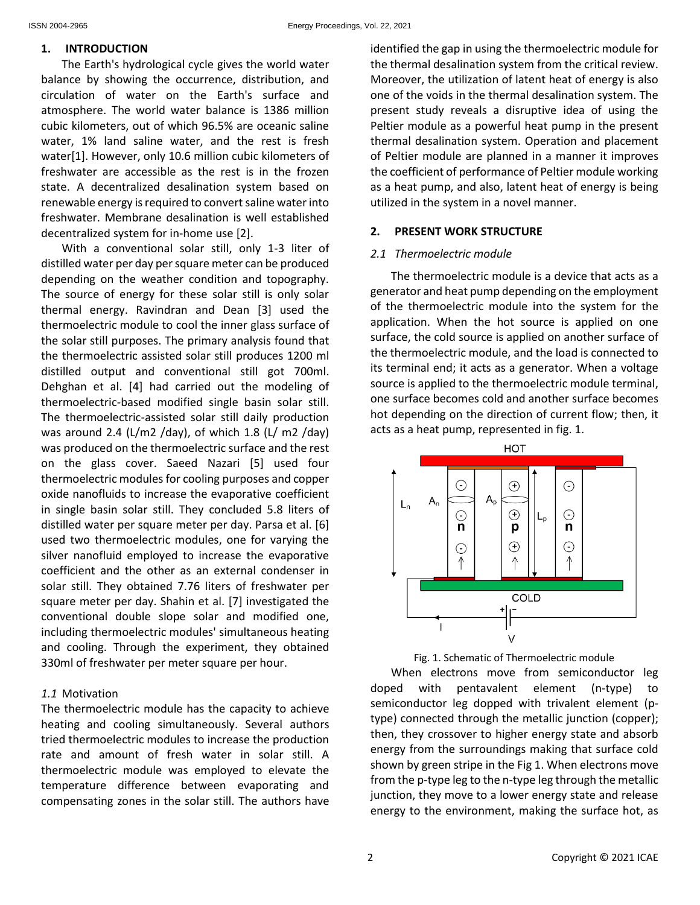## 1. INTRODUCTION

The Earth's hydrological cycle gives the world water balance by showing the occurrence, distribution, and circulation of water on the Earth's surface and atmosphere. The world water balance is 1386 million cubic kilometers, out of which 96.5% are oceanic saline water, 1% land saline water, and the rest is fresh water[1]. However, only 10.6 million cubic kilometers of freshwater are accessible as the rest is in the frozen state. A decentralized desalination system based on renewable energy is required to convert saline water into freshwater. Membrane desalination is well established decentralized system for in-home use [2].

With a conventional solar still, only 1-3 liter of distilled water per day per square meter can be produced depending on the weather condition and topography. The source of energy for these solar still is only solar thermal energy. Ravindran and Dean [3] used the thermoelectric module to cool the inner glass surface of the solar still purposes. The primary analysis found that the thermoelectric assisted solar still produces 1200 ml distilled output and conventional still got 700ml. Dehghan et al. [4] had carried out the modeling of thermoelectric-based modified single basin solar still. The thermoelectric-assisted solar still daily production was around 2.4 (L/m2 /day), of which 1.8 (L/ m2 /day) was produced on the thermoelectric surface and the rest on the glass cover. Saeed Nazari [5] used four thermoelectric modules for cooling purposes and copper oxide nanofluids to increase the evaporative coefficient in single basin solar still. They concluded 5.8 liters of distilled water per square meter per day. Parsa et al. [6] used two thermoelectric modules, one for varying the silver nanofluid employed to increase the evaporative coefficient and the other as an external condenser in solar still. They obtained 7.76 liters of freshwater per square meter per day. Shahin et al. [7] investigated the conventional double slope solar and modified one, including thermoelectric modules' simultaneous heating and cooling. Through the experiment, they obtained 330ml of freshwater per meter square per hour.

### *1.1* Motivation

The thermoelectric module has the capacity to achieve heating and cooling simultaneously. Several authors tried thermoelectric modules to increase the production rate and amount of fresh water in solar still. A thermoelectric module was employed to elevate the temperature difference between evaporating and compensating zones in the solar still. The authors have identified the gap in using the thermoelectric module for the thermal desalination system from the critical review. Moreover, the utilization of latent heat of energy is also one of the voids in the thermal desalination system. The present study reveals a disruptive idea of using the Peltier module as a powerful heat pump in the present thermal desalination system. Operation and placement of Peltier module are planned in a manner it improves the coefficient of performance of Peltier module working as a heat pump, and also, latent heat of energy is being utilized in the system in a novel manner.

## 2. PRESENT WORK STRUCTURE

### *2.1 Thermoelectric module*

The thermoelectric module is a device that acts as a generator and heat pump depending on the employment of the thermoelectric module into the system for the application. When the hot source is applied on one surface, the cold source is applied on another surface of the thermoelectric module, and the load is connected to its terminal end; it acts as a generator. When a voltage source is applied to the thermoelectric module terminal, one surface becomes cold and another surface becomes hot depending on the direction of current flow; then, it acts as a heat pump, represented in fig. 1.

Fig. 1. Schematic of Thermoelectric module

When electrons move from semiconductor leg doped with pentavalent element (n-type) to semiconductor leg dopped with trivalent element (p-type) connected through the metallic junction (copper); then, they crossover to higher energy state and absorb energy from the surroundings making that surface cold shown by green stripe in the Fig 1. When electrons move from the p-type leg to the n-type leg through the metallic junction, they move to a lower energy state and release energy to the environment, making the surface hot, as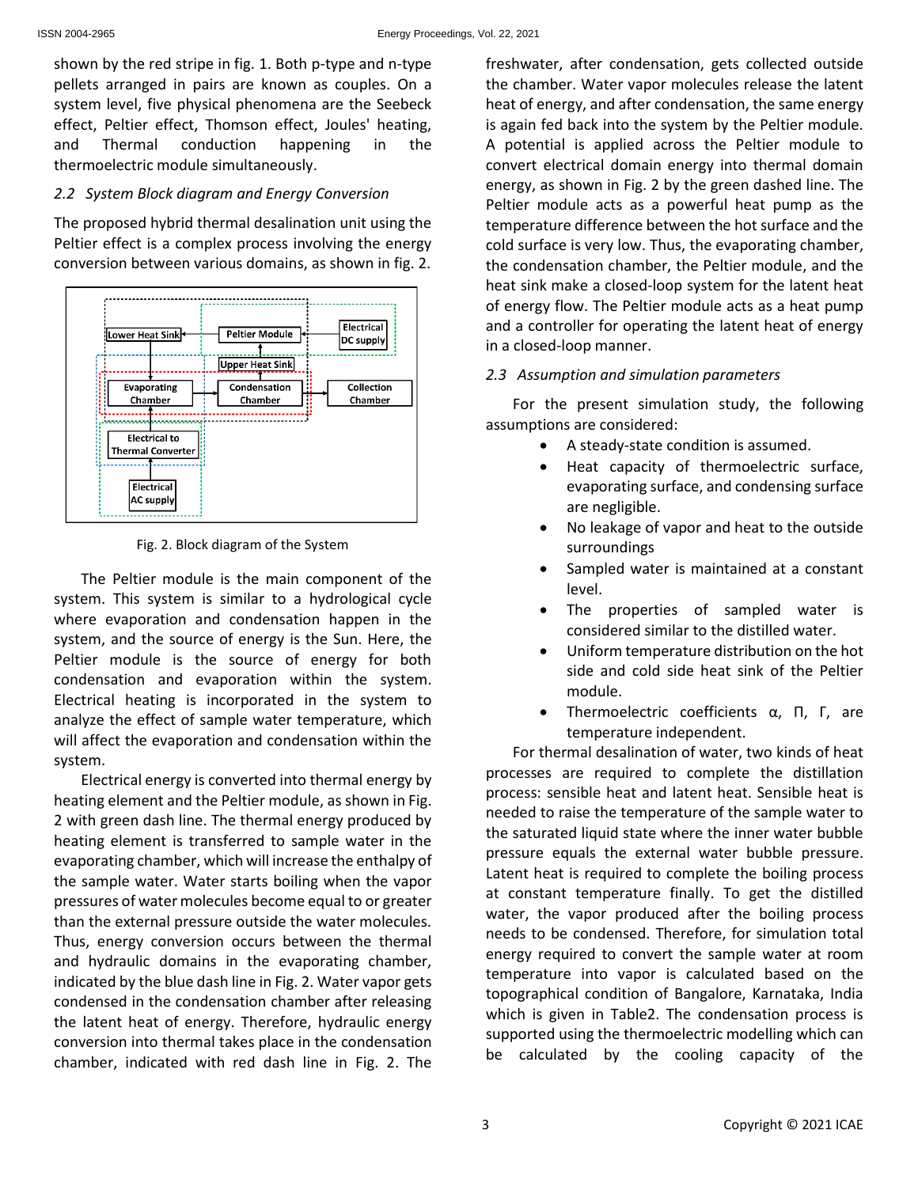shown by the red stripe in fig. 1. Both p-type and n-type pellets arranged in pairs are known as couples. On a system level, five physical phenomena are the Seebeck effect, Peltier effect, Thomson effect, Joules' heating, and Thermal conduction happening in the thermoelectric module simultaneously.

### *2.2 System Block diagram and Energy Conversion*

The proposed hybrid thermal desalination unit using the Peltier effect is a complex process involving the energy conversion between various domains, as shown in fig. 2.

Lower Heat Sink | Peltier Module | Electrical DC supply | Upper Heat Sink | Evaporating Chamber | Condensation Chamber | Collection Chamber | Electrical to Thermal Converter | Electrical AC supply

Fig. 2. Block diagram of the System

The Peltier module is the main component of the system. This system is similar to a hydrological cycle where evaporation and condensation happen in the system, and the source of energy is the Sun. Here, the Peltier module is the source of energy for both condensation and evaporation within the system. Electrical heating is incorporated in the system to analyze the effect of sample water temperature, which will affect the evaporation and condensation within the system.

Electrical energy is converted into thermal energy by heating element and the Peltier module, as shown in Fig. 2 with green dash line. The thermal energy produced by heating element is transferred to sample water in the evaporating chamber, which will increase the enthalpy of the sample water. Water starts boiling when the vapor pressures of water molecules become equal to or greater than the external pressure outside the water molecules. Thus, energy conversion occurs between the thermal and hydraulic domains in the evaporating chamber, indicated by the blue dash line in Fig. 2. Water vapor gets condensed in the condensation chamber after releasing the latent heat of energy. Therefore, hydraulic energy conversion into thermal takes place in the condensation chamber, indicated with red dash line in Fig. 2. The freshwater, after condensation, gets collected outside the chamber. Water vapor molecules release the latent heat of energy, and after condensation, the same energy is again fed back into the system by the Peltier module. A potential is applied across the Peltier module to convert electrical domain energy into thermal domain energy, as shown in Fig. 2 by the green dashed line. The Peltier module acts as a powerful heat pump as the temperature difference between the hot surface and the cold surface is very low. Thus, the evaporating chamber, the condensation chamber, the Peltier module, and the heat sink make a closed-loop system for the latent heat of energy flow. The Peltier module acts as a heat pump and a controller for operating the latent heat of energy in a closed-loop manner.

### *2.3 Assumption and simulation parameters*

For the present simulation study, the following assumptions are considered:

- A steady-state condition is assumed.
- Heat capacity of thermoelectric surface, evaporating surface, and condensing surface are negligible.
- No leakage of vapor and heat to the outside surroundings
- Sampled water is maintained at a constant level.
- The properties of sampled water is considered similar to the distilled water.
- Uniform temperature distribution on the hot side and cold side heat sink of the Peltier module.
- Thermoelectric coefficients $\alpha$, $\Pi$, $\Gamma$, are temperature independent.

For thermal desalination of water, two kinds of heat processes are required to complete the distillation process: sensible heat and latent heat. Sensible heat is needed to raise the temperature of the sample water to the saturated liquid state where the inner water bubble pressure equals the external water bubble pressure. Latent heat is required to complete the boiling process at constant temperature finally. To get the distilled water, the vapor produced after the boiling process needs to be condensed. Therefore, for simulation total energy required to convert the sample water at room temperature into vapor is calculated based on the topographical condition of Bangalore, Karnataka, India which is given in Table2. The condensation process is supported using the thermoelectric modelling which can be calculated by the cooling capacity of the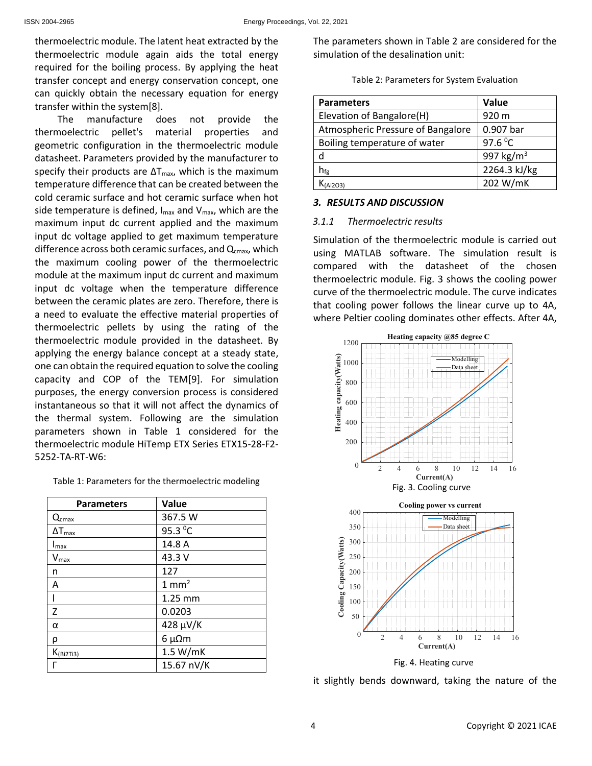thermoelectric module. The latent heat extracted by the thermoelectric module again aids the total energy required for the boiling process. By applying the heat transfer concept and energy conservation concept, one can quickly obtain the necessary equation for energy transfer within the system[8].

The manufacture does not provide the thermoelectric pellet's material properties and geometric configuration in the thermoelectric module datasheet. Parameters provided by the manufacturer to specify their products are $\Delta T_{max}$, which is the maximum temperature difference that can be created between the cold ceramic surface and hot ceramic surface when hot side temperature is defined, $I_{max}$ and $V_{max}$, which are the maximum input dc current applied and the maximum input dc voltage applied to get maximum temperature difference across both ceramic surfaces, and $Q_{cmax}$, which the maximum cooling power of the thermoelectric module at the maximum input dc current and maximum input dc voltage when the temperature difference between the ceramic plates are zero. Therefore, there is a need to evaluate the effective material properties of thermoelectric pellets by using the rating of the thermoelectric module provided in the datasheet. By applying the energy balance concept at a steady state, one can obtain the required equation to solve the cooling capacity and COP of the TEM[9]. For simulation purposes, the energy conversion process is considered instantaneous so that it will not affect the dynamics of the thermal system. Following are the simulation parameters shown in Table 1 considered for the thermoelectric module HiTemp ETX Series ETX15-28-F2-5252-TA-RT-W6:

Table 1: Parameters for the thermoelectric modeling

| Parameters | Value |
|---|---|
| $Q_{cmax}$ | 367.5 W |
| $\Delta T_{max}$ | 95.3 $^0$C |
| $I_{max}$ | 14.8 A |
| $V_{max}$ | 43.3 V |
| n | 127 |
| A | 1 mm$^2$ |
| l | 1.25 mm |
| Z | 0.0203 |
| α | 428 µV/K |
| ρ | 6 µΩm |
| $K_{(Bi2Ti3)}$ | 1.5 W/mK |
| Γ | 15.67 nV/K |

The parameters shown in Table 2 are considered for the simulation of the desalination unit:

Table 2: Parameters for System Evaluation

| Parameters | Value |
|---|---|
| Elevation of Bangalore(H) | 920 m |
| Atmospheric Pressure of Bangalore | 0.907 bar |
| Boiling temperature of water | 97.6 $^0$C |
| d | 997 kg/m$^3$ |
| $h_{fg}$ | 2264.3 kJ/kg |
| $K_{(Al2O3)}$ | 202 W/mK |

## 3. RESULTS AND DISCUSSION

### 3.1.1 Thermoelectric results

Simulation of the thermoelectric module is carried out using MATLAB software. The simulation result is compared with the datasheet of the chosen thermoelectric module. Fig. 3 shows the cooling power curve of the thermoelectric module. The curve indicates that cooling power follows the linear curve up to 4A, where Peltier cooling dominates other effects. After 4A,

Fig. 3. Cooling curve

Fig. 4. Heating curve

it slightly bends downward, taking the nature of the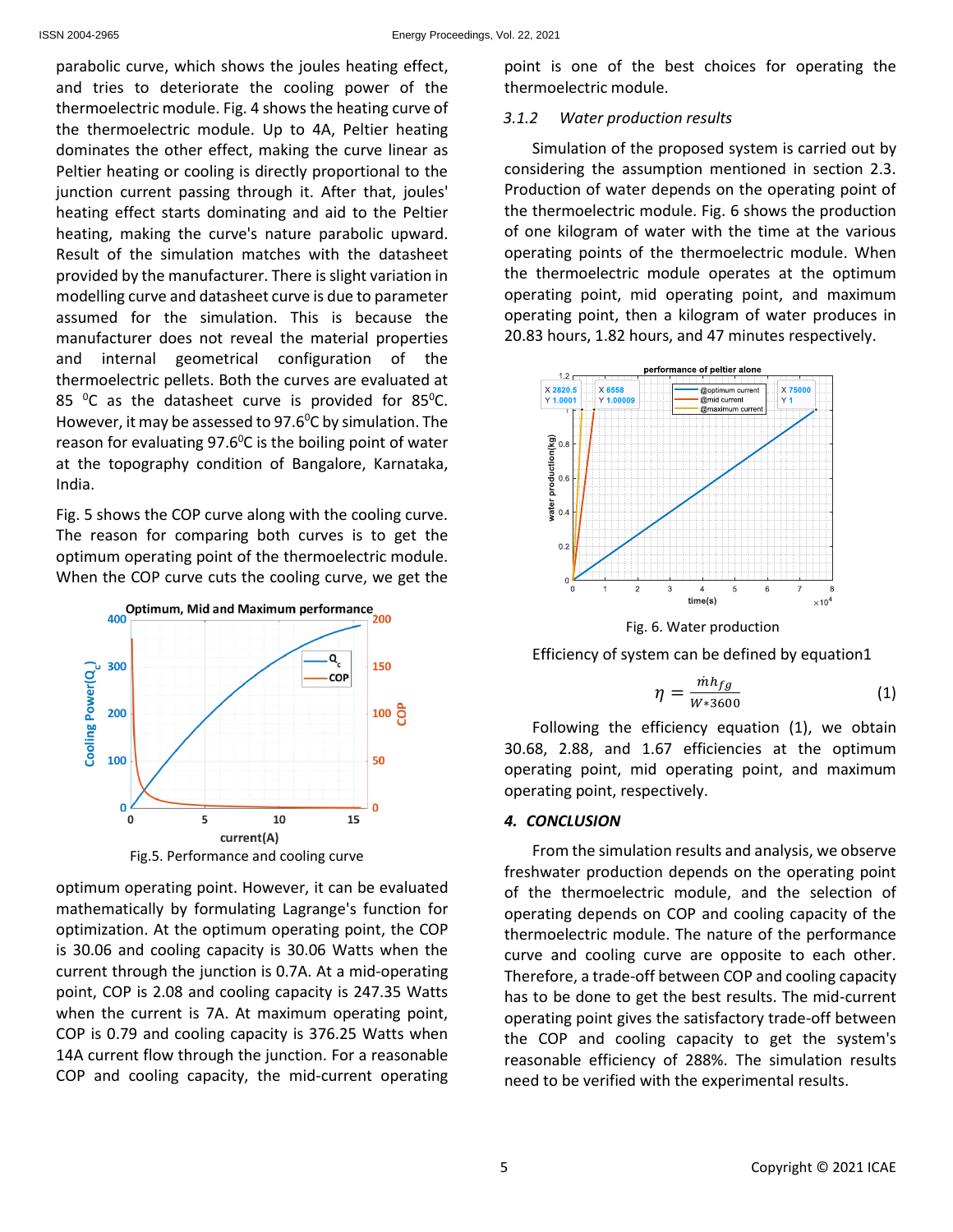parabolic curve, which shows the joules heating effect, and tries to deteriorate the cooling power of the thermoelectric module. Fig. 4 shows the heating curve of the thermoelectric module. Up to 4A, Peltier heating dominates the other effect, making the curve linear as Peltier heating or cooling is directly proportional to the junction current passing through it. After that, joules' heating effect starts dominating and aid to the Peltier heating, making the curve's nature parabolic upward. Result of the simulation matches with the datasheet provided by the manufacturer. There is slight variation in modelling curve and datasheet curve is due to parameter assumed for the simulation. This is because the manufacturer does not reveal the material properties and internal geometrical configuration of the thermoelectric pellets. Both the curves are evaluated at 85 $^{0}$C as the datasheet curve is provided for 85$^{0}$C. However, it may be assessed to 97.6$^{0}$C by simulation. The reason for evaluating 97.6$^{0}$C is the boiling point of water at the topography condition of Bangalore, Karnataka, India.

Fig. 5 shows the COP curve along with the cooling curve. The reason for comparing both curves is to get the optimum operating point of the thermoelectric module. When the COP curve cuts the cooling curve, we get the optimum operating point. However, it can be evaluated mathematically by formulating Lagrange's function for optimization. At the optimum operating point, the COP is 30.06 and cooling capacity is 30.06 Watts when the current through the junction is 0.7A. At a mid-operating point, COP is 2.08 and cooling capacity is 247.35 Watts when the current is 7A. At maximum operating point, COP is 0.79 and cooling capacity is 376.25 Watts when 14A current flow through the junction. For a reasonable COP and cooling capacity, the mid-current operating point is one of the best choices for operating the thermoelectric module.

Fig.5. Performance and cooling curve

### 3.1.2 *Water production results*

Simulation of the proposed system is carried out by considering the assumption mentioned in section 2.3. Production of water depends on the operating point of the thermoelectric module. Fig. 6 shows the production of one kilogram of water with the time at the various operating points of the thermoelectric module. When the thermoelectric module operates at the optimum operating point, mid operating point, and maximum operating point, then a kilogram of water produces in 20.83 hours, 1.82 hours, and 47 minutes respectively.

Fig. 6. Water production

Efficiency of system can be defined by equation1

$$\eta = \frac{\dot{m}h_{fg}}{W*3600} \qquad (1)$$

Following the efficiency equation (1), we obtain 30.68, 2.88, and 1.67 efficiencies at the optimum operating point, mid operating point, and maximum operating point, respectively.

## 4. CONCLUSION

From the simulation results and analysis, we observe freshwater production depends on the operating point of the thermoelectric module, and the selection of operating depends on COP and cooling capacity of the thermoelectric module. The nature of the performance curve and cooling curve are opposite to each other. Therefore, a trade-off between COP and cooling capacity has to be done to get the best results. The mid-current operating point gives the satisfactory trade-off between the COP and cooling capacity to get the system's reasonable efficiency of 288%. The simulation results need to be verified with the experimental results.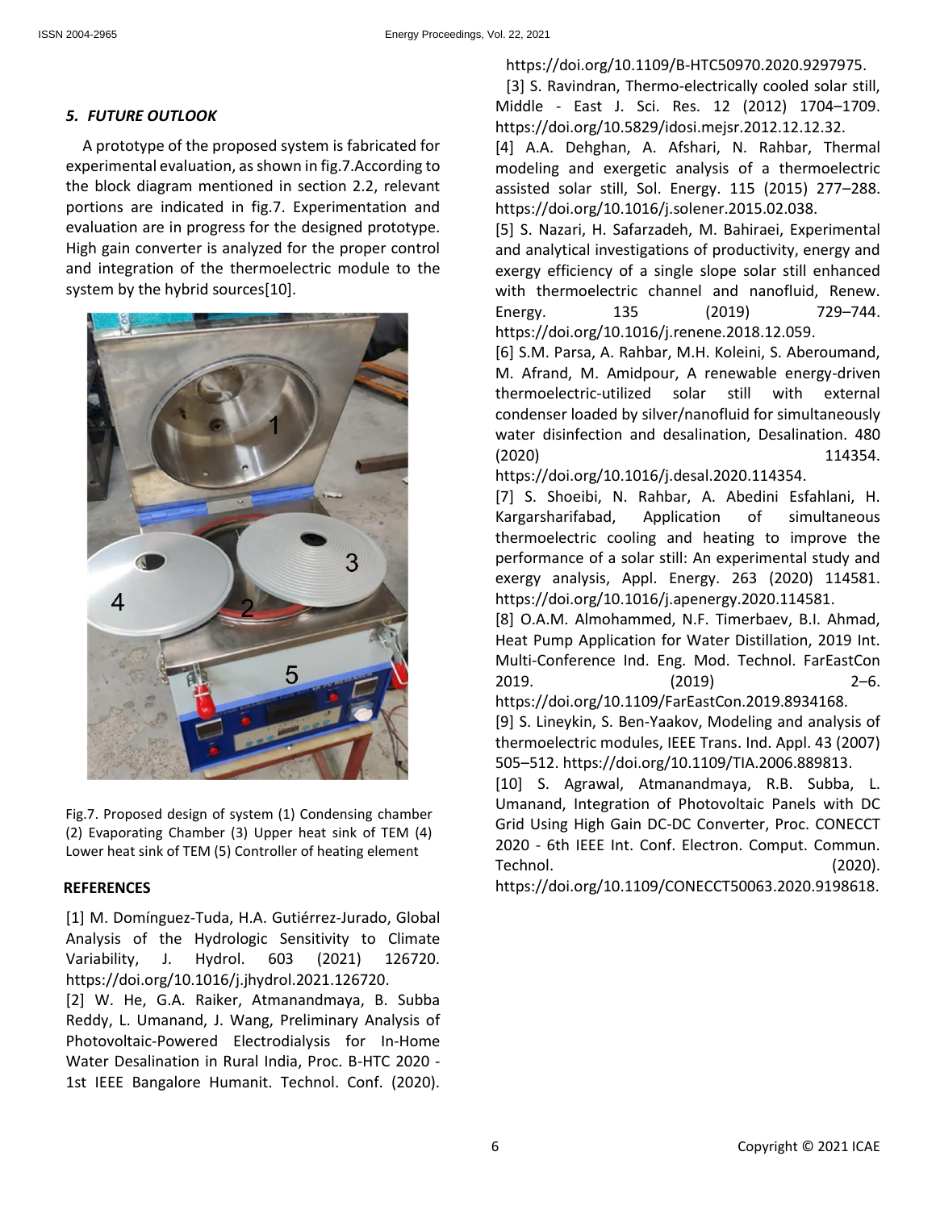### 5. FUTURE OUTLOOK

A prototype of the proposed system is fabricated for experimental evaluation, as shown in fig.7.According to the block diagram mentioned in section 2.2, relevant portions are indicated in fig.7. Experimentation and evaluation are in progress for the designed prototype. High gain converter is analyzed for the proper control and integration of the thermoelectric module to the system by the hybrid sources[10].

Fig.7. Proposed design of system (1) Condensing chamber (2) Evaporating Chamber (3) Upper heat sink of TEM (4) Lower heat sink of TEM (5) Controller of heating element

### REFERENCES

[1] M. Domínguez-Tuda, H.A. Gutiérrez-Jurado, Global Analysis of the Hydrologic Sensitivity to Climate Variability, J. Hydrol. 603 (2021) 126720. https://doi.org/10.1016/j.jhydrol.2021.126720.

[2] W. He, G.A. Raiker, Atmanandmaya, B. Subba Reddy, L. Umanand, J. Wang, Preliminary Analysis of Photovoltaic-Powered Electrodialysis for In-Home Water Desalination in Rural India, Proc. B-HTC 2020 - 1st IEEE Bangalore Humanit. Technol. Conf. (2020). https://doi.org/10.1109/B-HTC50970.2020.9297975.

[3] S. Ravindran, Thermo-electrically cooled solar still, Middle - East J. Sci. Res. 12 (2012) 1704–1709. https://doi.org/10.5829/idosi.mejsr.2012.12.12.32.

[4] A.A. Dehghan, A. Afshari, N. Rahbar, Thermal modeling and exergetic analysis of a thermoelectric assisted solar still, Sol. Energy. 115 (2015) 277–288. https://doi.org/10.1016/j.solener.2015.02.038.

[5] S. Nazari, H. Safarzadeh, M. Bahiraei, Experimental and analytical investigations of productivity, energy and exergy efficiency of a single slope solar still enhanced with thermoelectric channel and nanofluid, Renew. Energy. 135 (2019) 729–744. https://doi.org/10.1016/j.renene.2018.12.059.

[6] S.M. Parsa, A. Rahbar, M.H. Koleini, S. Aberoumand, M. Afrand, M. Amidpour, A renewable energy-driven thermoelectric-utilized solar still with external condenser loaded by silver/nanofluid for simultaneously water disinfection and desalination, Desalination. 480 (2020) 114354. https://doi.org/10.1016/j.desal.2020.114354.

[7] S. Shoeibi, N. Rahbar, A. Abedini Esfahlani, H. Kargarsharifabad, Application of simultaneous thermoelectric cooling and heating to improve the performance of a solar still: An experimental study and exergy analysis, Appl. Energy. 263 (2020) 114581. https://doi.org/10.1016/j.apenergy.2020.114581.

[8] O.A.M. Almohammed, N.F. Timerbaev, B.I. Ahmad, Heat Pump Application for Water Distillation, 2019 Int. Multi-Conference Ind. Eng. Mod. Technol. FarEastCon 2019. (2019) 2–6. https://doi.org/10.1109/FarEastCon.2019.8934168.

[9] S. Lineykin, S. Ben-Yaakov, Modeling and analysis of thermoelectric modules, IEEE Trans. Ind. Appl. 43 (2007) 505–512. https://doi.org/10.1109/TIA.2006.889813.

[10] S. Agrawal, Atmanandmaya, R.B. Subba, L. Umanand, Integration of Photovoltaic Panels with DC Grid Using High Gain DC-DC Converter, Proc. CONECCT 2020 - 6th IEEE Int. Conf. Electron. Comput. Commun. Technol. (2020). https://doi.org/10.1109/CONECCT50063.2020.9198618.